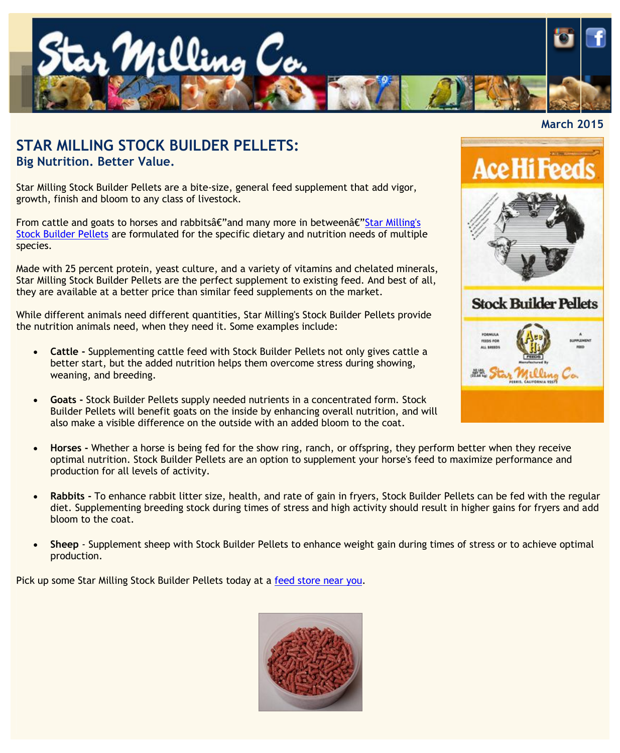March 2015

# STAR MILLING STOCK BUILDER PELLETS:

## Big Nutrition. Better Value.

Star Milling Stock Builder Pellets are a bite-size, general feed supplement that add vigor, growth, finish and bloom to any class of livestock.

From cattle and goats to horses and rabbitsâ€”and many more in betweenâ€”Star Milling's Stock Builder Pellets are formulated for the specific dietary and nutrition needs of multiple species.

Made with 25 percent protein, yeast culture, and a variety of vitamins and chelated minerals, Star Milling Stock Builder Pellets are the perfect supplement to existing feed. And best of all, they are available at a better price than similar feed supplements on the market.

While different animals need different quantities, Star Milling's Stock Builder Pellets provide the nutrition animals need, when they need it. Some examples include:

- **Cattle -** Supplementing cattle feed with Stock Builder Pellets not only gives cattle a better start, but the added nutrition helps them overcome stress during showing, weaning, and breeding.
- **Goats -** Stock Builder Pellets supply needed nutrients in a concentrated form. Stock Builder Pellets will benefit goats on the inside by enhancing overall nutrition, and will also make a visible difference on the outside with an added bloom to the coat.
- **Horses -** Whether a horse is being fed for the show ring, ranch, or offspring, they perform better when they receive optimal nutrition. Stock Builder Pellets are an option to supplement your horse's feed to maximize performance and production for all levels of activity.
- **Rabbits -** To enhance rabbit litter size, health, and rate of gain in fryers, Stock Builder Pellets can be fed with the regular diet. Supplementing breeding stock during times of stress and high activity should result in higher gains for fryers and add bloom to the coat.
- **Sheep** - Supplement sheep with Stock Builder Pellets to enhance weight gain during times of stress or to achieve optimal production.

Pick up some Star Milling Stock Builder Pellets today at a feed store near you.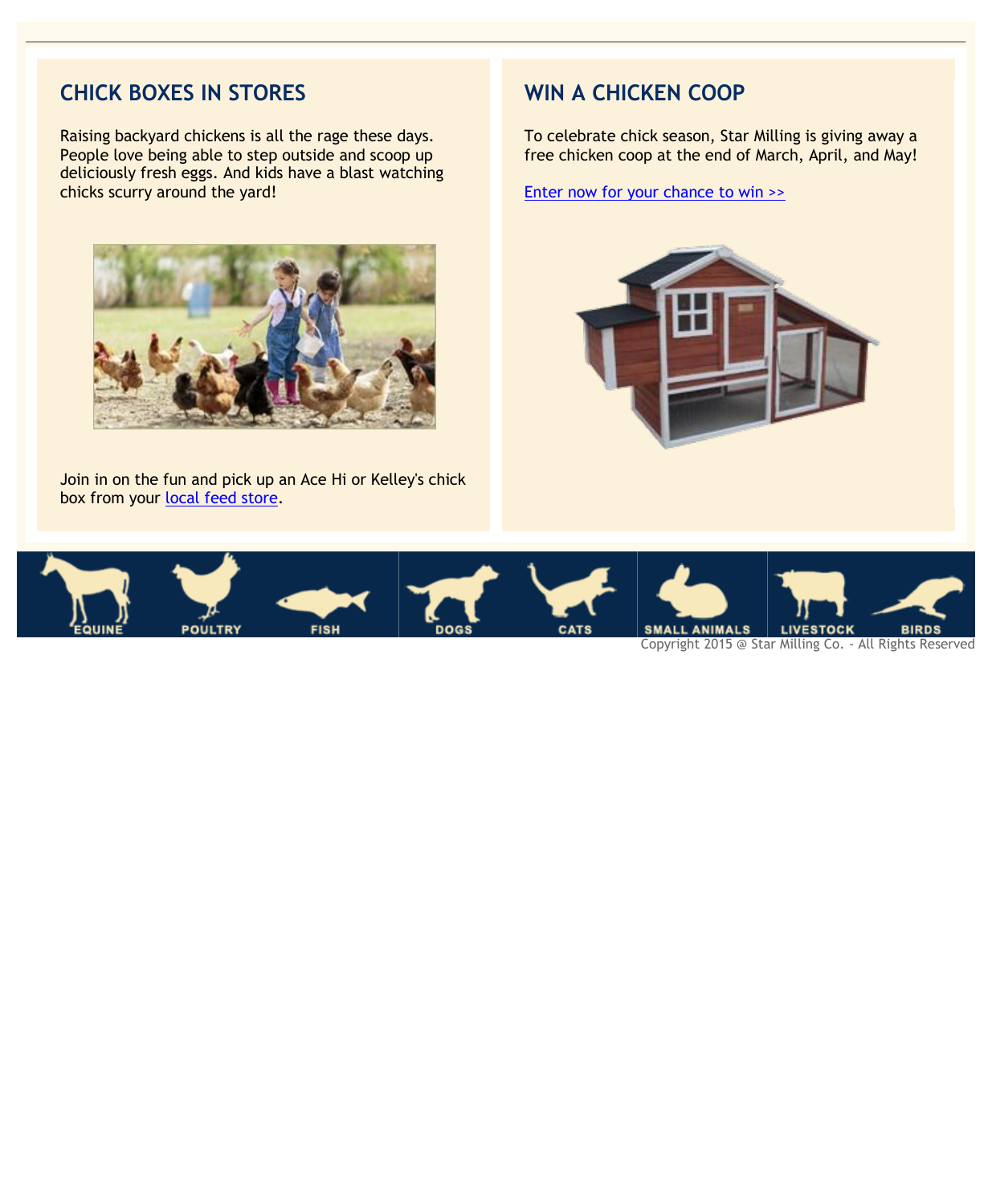## CHICK BOXES IN STORES

Raising backyard chickens is all the rage these days. People love being able to step outside and scoop up deliciously fresh eggs. And kids have a blast watching chicks scurry around the yard!

Join in on the fun and pick up an Ace Hi or Kelley's chick box from your local feed store.

## WIN A CHICKEN COOP

To celebrate chick season, Star Milling is giving away a free chicken coop at the end of March, April, and May!

Enter now for your chance to win >>

EQUINE POULTRY FISH DOGS CATS SMALL ANIMALS LIVESTOCK BIRDS

Copyright 2015 @ Star Milling Co. - All Rights Reserved